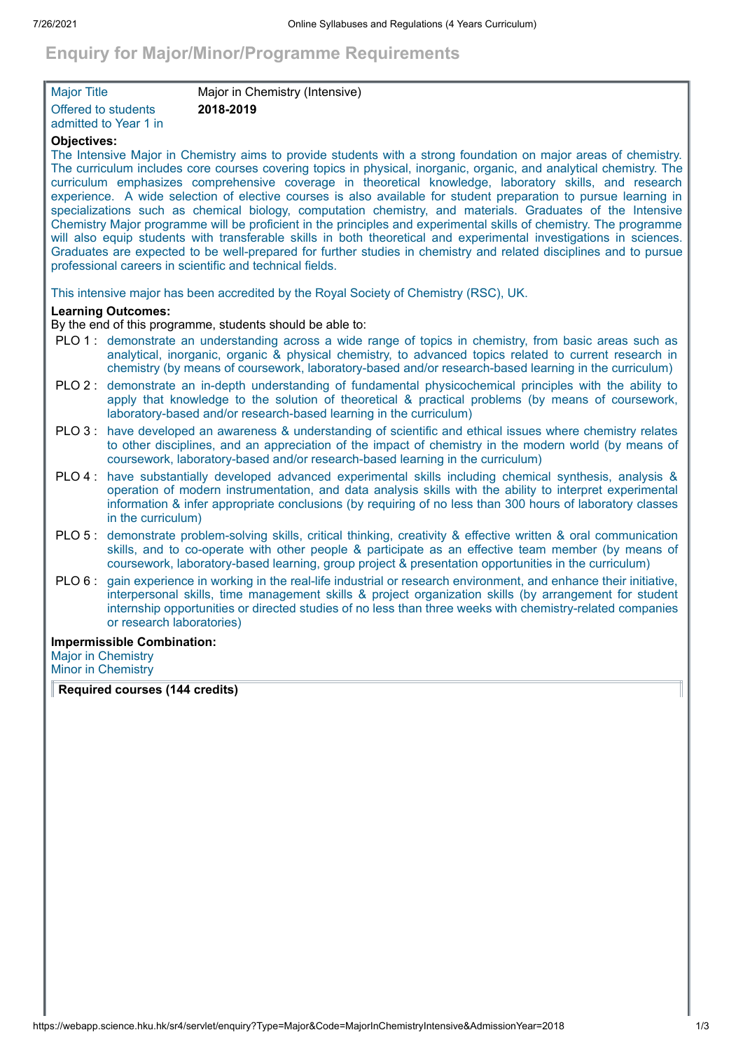# Enquiry for Major/Minor/Programme Requirements

| | |
|---|---|
| Major Title | Major in Chemistry (Intensive) |
| Offered to students admitted to Year 1 in | **2018-2019** |

**Objectives:**

The Intensive Major in Chemistry aims to provide students with a strong foundation on major areas of chemistry. The curriculum includes core courses covering topics in physical, inorganic, organic, and analytical chemistry. The curriculum emphasizes comprehensive coverage in theoretical knowledge, laboratory skills, and research experience. A wide selection of elective courses is also available for student preparation to pursue learning in specializations such as chemical biology, computation chemistry, and materials. Graduates of the Intensive Chemistry Major programme will be proficient in the principles and experimental skills of chemistry. The programme will also equip students with transferable skills in both theoretical and experimental investigations in sciences. Graduates are expected to be well-prepared for further studies in chemistry and related disciplines and to pursue professional careers in scientific and technical fields.

This intensive major has been accredited by the Royal Society of Chemistry (RSC), UK.

**Learning Outcomes:**

By the end of this programme, students should be able to:

- PLO 1 : demonstrate an understanding across a wide range of topics in chemistry, from basic areas such as analytical, inorganic, organic & physical chemistry, to advanced topics related to current research in chemistry (by means of coursework, laboratory-based and/or research-based learning in the curriculum)
- PLO 2 : demonstrate an in-depth understanding of fundamental physicochemical principles with the ability to apply that knowledge to the solution of theoretical & practical problems (by means of coursework, laboratory-based and/or research-based learning in the curriculum)
- PLO 3 : have developed an awareness & understanding of scientific and ethical issues where chemistry relates to other disciplines, and an appreciation of the impact of chemistry in the modern world (by means of coursework, laboratory-based and/or research-based learning in the curriculum)
- PLO 4 : have substantially developed advanced experimental skills including chemical synthesis, analysis & operation of modern instrumentation, and data analysis skills with the ability to interpret experimental information & infer appropriate conclusions (by requiring of no less than 300 hours of laboratory classes in the curriculum)
- PLO 5 : demonstrate problem-solving skills, critical thinking, creativity & effective written & oral communication skills, and to co-operate with other people & participate as an effective team member (by means of coursework, laboratory-based learning, group project & presentation opportunities in the curriculum)
- PLO 6 : gain experience in working in the real-life industrial or research environment, and enhance their initiative, interpersonal skills, time management skills & project organization skills (by arrangement for student internship opportunities or directed studies of no less than three weeks with chemistry-related companies or research laboratories)

**Impermissible Combination:**

Major in Chemistry
Minor in Chemistry

**Required courses (144 credits)**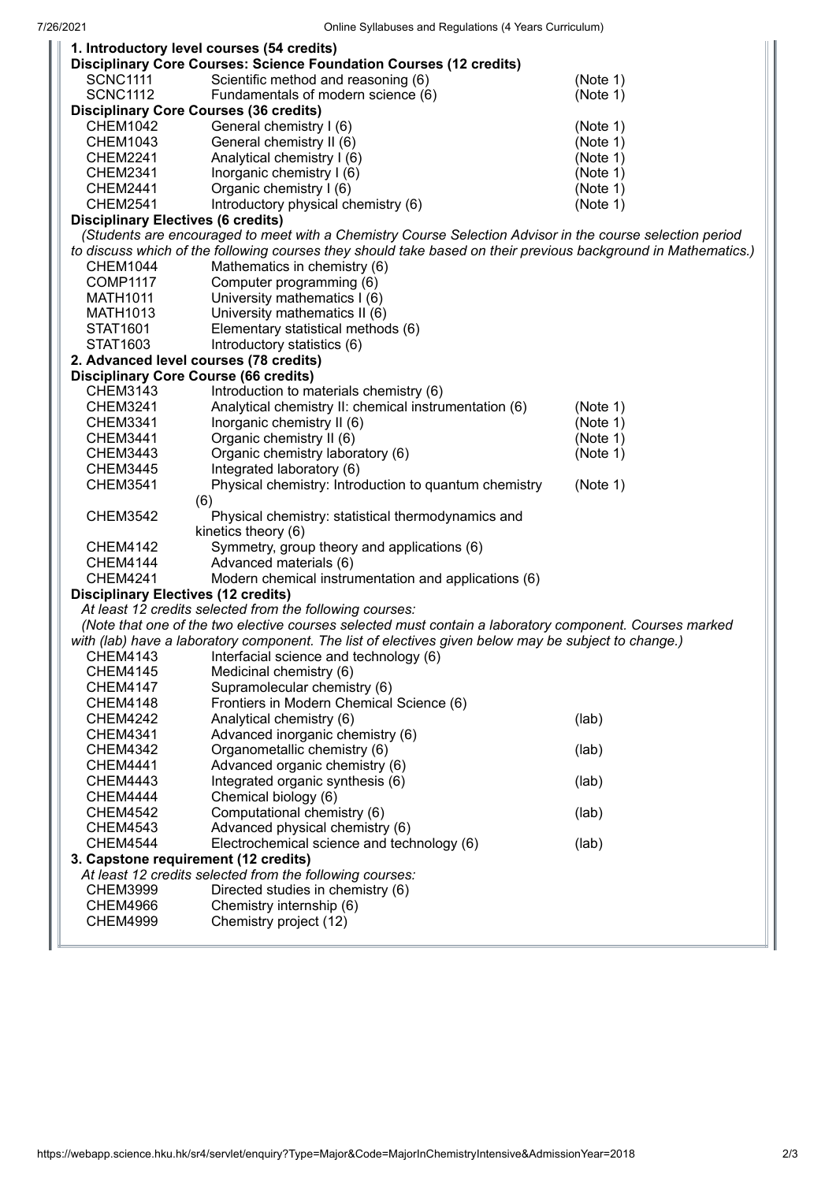**1. Introductory level courses (54 credits)**

**Disciplinary Core Courses: Science Foundation Courses (12 credits)**

| | | |
|---|---|---|
| SCNC1111 | Scientific method and reasoning (6) | (Note 1) |
| SCNC1112 | Fundamentals of modern science (6) | (Note 1) |

**Disciplinary Core Courses (36 credits)**

| | | |
|---|---|---|
| CHEM1042 | General chemistry I (6) | (Note 1) |
| CHEM1043 | General chemistry II (6) | (Note 1) |
| CHEM2241 | Analytical chemistry I (6) | (Note 1) |
| CHEM2341 | Inorganic chemistry I (6) | (Note 1) |
| CHEM2441 | Organic chemistry I (6) | (Note 1) |
| CHEM2541 | Introductory physical chemistry (6) | (Note 1) |

**Disciplinary Electives (6 credits)**

*(Students are encouraged to meet with a Chemistry Course Selection Advisor in the course selection period to discuss which of the following courses they should take based on their previous background in Mathematics.)*

| | |
|---|---|
| CHEM1044 | Mathematics in chemistry (6) |
| COMP1117 | Computer programming (6) |
| MATH1011 | University mathematics I (6) |
| MATH1013 | University mathematics II (6) |
| STAT1601 | Elementary statistical methods (6) |
| STAT1603 | Introductory statistics (6) |

**2. Advanced level courses (78 credits)**

**Disciplinary Core Course (66 credits)**

| | | |
|---|---|---|
| CHEM3143 | Introduction to materials chemistry (6) | |
| CHEM3241 | Analytical chemistry II: chemical instrumentation (6) | (Note 1) |
| CHEM3341 | Inorganic chemistry II (6) | (Note 1) |
| CHEM3441 | Organic chemistry II (6) | (Note 1) |
| CHEM3443 | Organic chemistry laboratory (6) | (Note 1) |
| CHEM3445 | Integrated laboratory (6) | |
| CHEM3541 | Physical chemistry: Introduction to quantum chemistry (6) | (Note 1) |
| CHEM3542 | Physical chemistry: statistical thermodynamics and kinetics theory (6) | |
| CHEM4142 | Symmetry, group theory and applications (6) | |
| CHEM4144 | Advanced materials (6) | |
| CHEM4241 | Modern chemical instrumentation and applications (6) | |

**Disciplinary Electives (12 credits)**

*At least 12 credits selected from the following courses:*

*(Note that one of the two elective courses selected must contain a laboratory component. Courses marked with (lab) have a laboratory component. The list of electives given below may be subject to change.)*

| | | |
|---|---|---|
| CHEM4143 | Interfacial science and technology (6) | |
| CHEM4145 | Medicinal chemistry (6) | |
| CHEM4147 | Supramolecular chemistry (6) | |
| CHEM4148 | Frontiers in Modern Chemical Science (6) | |
| CHEM4242 | Analytical chemistry (6) | (lab) |
| CHEM4341 | Advanced inorganic chemistry (6) | |
| CHEM4342 | Organometallic chemistry (6) | (lab) |
| CHEM4441 | Advanced organic chemistry (6) | |
| CHEM4443 | Integrated organic synthesis (6) | (lab) |
| CHEM4444 | Chemical biology (6) | |
| CHEM4542 | Computational chemistry (6) | (lab) |
| CHEM4543 | Advanced physical chemistry (6) | |
| CHEM4544 | Electrochemical science and technology (6) | (lab) |

**3. Capstone requirement (12 credits)**

*At least 12 credits selected from the following courses:*

| | |
|---|---|
| CHEM3999 | Directed studies in chemistry (6) |
| CHEM4966 | Chemistry internship (6) |
| CHEM4999 | Chemistry project (12) |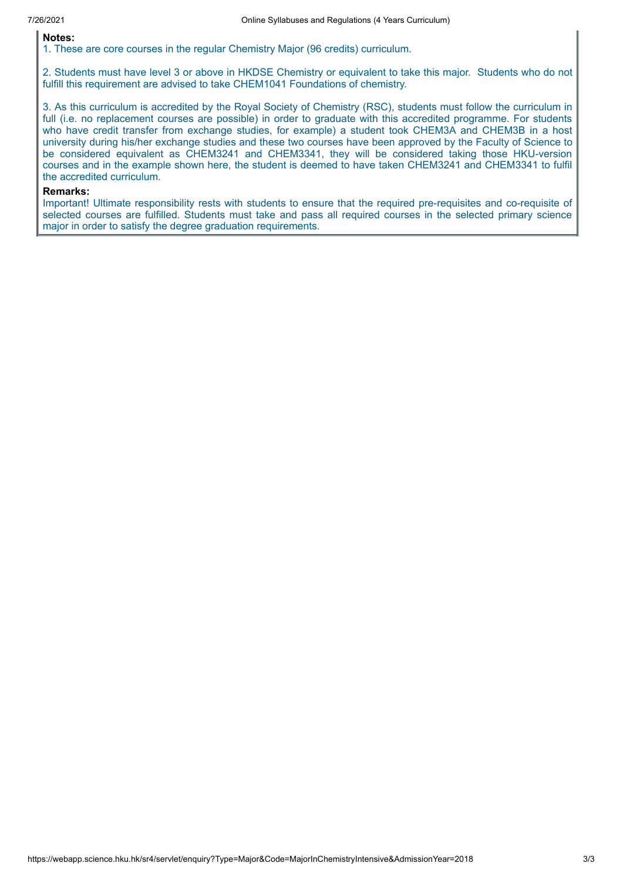**Notes:**

1. These are core courses in the regular Chemistry Major (96 credits) curriculum.

2. Students must have level 3 or above in HKDSE Chemistry or equivalent to take this major. Students who do not fulfill this requirement are advised to take CHEM1041 Foundations of chemistry.

3. As this curriculum is accredited by the Royal Society of Chemistry (RSC), students must follow the curriculum in full (i.e. no replacement courses are possible) in order to graduate with this accredited programme. For students who have credit transfer from exchange studies, for example) a student took CHEM3A and CHEM3B in a host university during his/her exchange studies and these two courses have been approved by the Faculty of Science to be considered equivalent as CHEM3241 and CHEM3341, they will be considered taking those HKU-version courses and in the example shown here, the student is deemed to have taken CHEM3241 and CHEM3341 to fulfil the accredited curriculum.

**Remarks:**

Important! Ultimate responsibility rests with students to ensure that the required pre-requisites and co-requisite of selected courses are fulfilled. Students must take and pass all required courses in the selected primary science major in order to satisfy the degree graduation requirements.